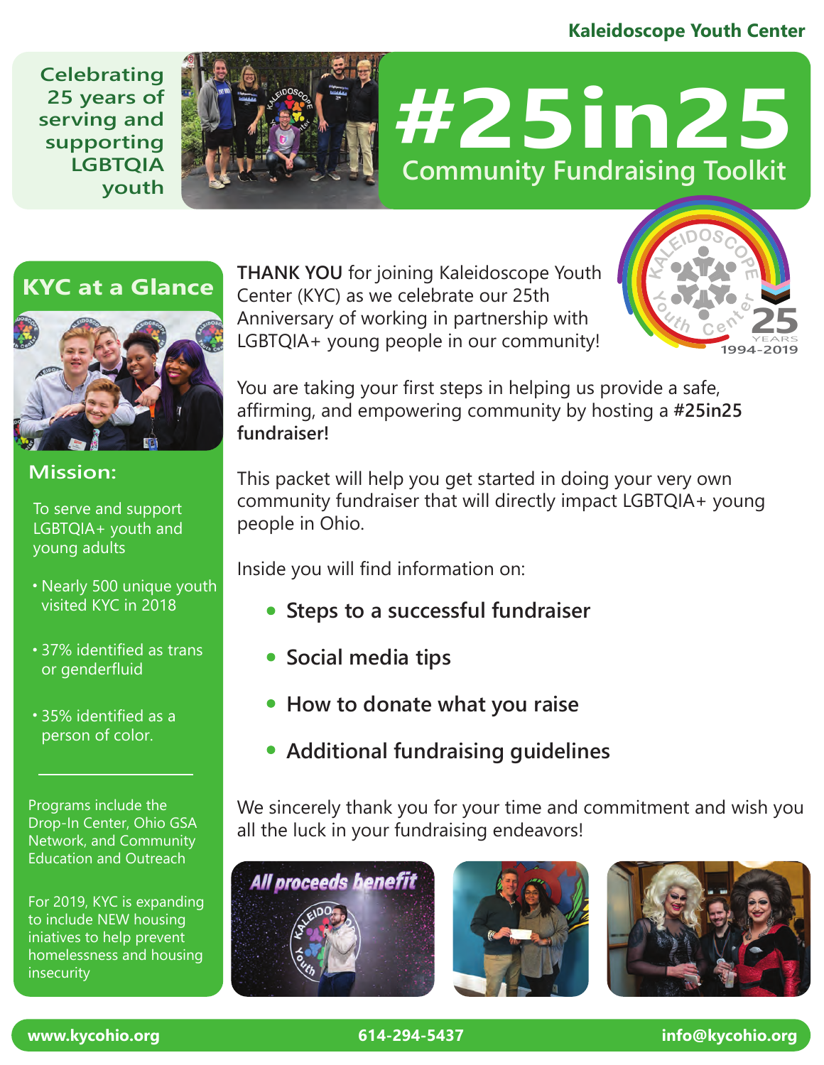Kaleidoscope Youth Center

Celebrating 25 years of serving and supporting LGBTQIA youth

# #25in25

## Community Fundraising Toolkit

## KYC at a Glance

### Mission:

To serve and support LGBTQIA+ youth and young adults

- Nearly 500 unique youth visited KYC in 2018
- 37% identified as trans or genderfluid
- 35% identified as a person of color.

---

Programs include the Drop-In Center, Ohio GSA Network, and Community Education and Outreach

For 2019, KYC is expanding to include NEW housing iniatives to help prevent homelessness and housing insecurity

**THANK YOU** for joining Kaleidoscope Youth Center (KYC) as we celebrate our 25th Anniversary of working in partnership with LGBTQIA+ young people in our community!

You are taking your first steps in helping us provide a safe, affirming, and empowering community by hosting a **#25in25 fundraiser!**

This packet will help you get started in doing your very own community fundraiser that will directly impact LGBTQIA+ young people in Ohio.

Inside you will find information on:

- **Steps to a successful fundraiser**
- **Social media tips**
- **How to donate what you raise**
- **Additional fundraising guidelines**

We sincerely thank you for your time and commitment and wish you all the luck in your fundraising endeavors!

www.kycohio.org | 614-294-5437 | info@kycohio.org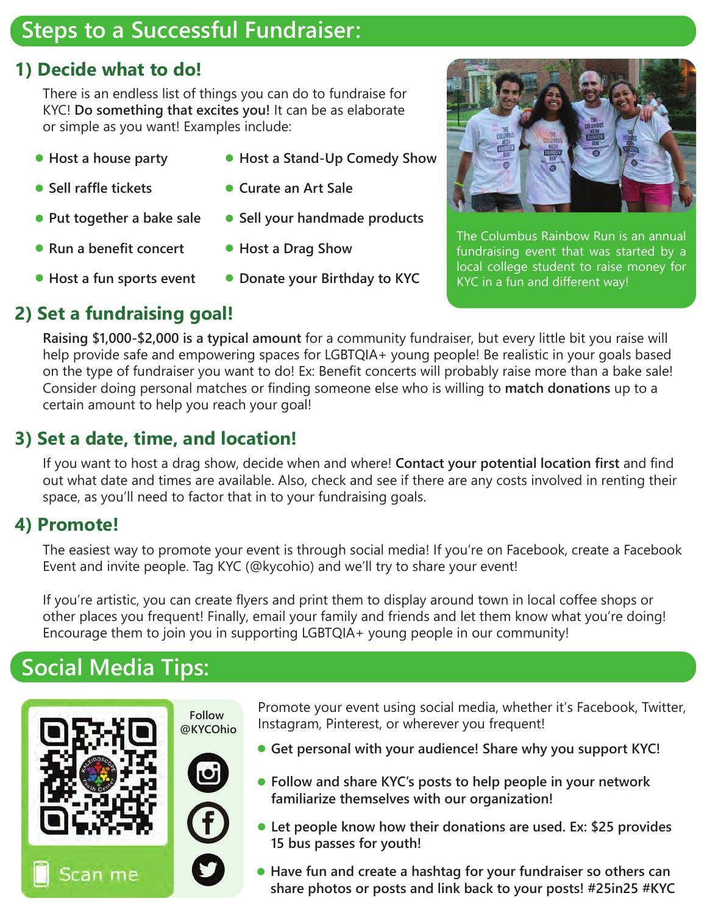## Steps to a Successful Fundraiser:

### 1) Decide what to do!

There is an endless list of things you can do to fundraise for KYC! **Do something that excites you!** It can be as elaborate or simple as you want! Examples include:

- **Host a house party**
- **Sell raffle tickets**
- **Put together a bake sale**
- **Run a benefit concert**
- **Host a fun sports event**
- **Host a Stand-Up Comedy Show**
- **Curate an Art Sale**
- **Sell your handmade products**
- **Host a Drag Show**
- **Donate your Birthday to KYC**

The Columbus Rainbow Run is an annual fundraising event that was started by a local college student to raise money for KYC in a fun and different way!

### 2) Set a fundraising goal!

**Raising $1,000-$2,000 is a typical amount** for a community fundraiser, but every little bit you raise will help provide safe and empowering spaces for LGBTQIA+ young people! Be realistic in your goals based on the type of fundraiser you want to do! Ex: Benefit concerts will probably raise more than a bake sale! Consider doing personal matches or finding someone else who is willing to **match donations** up to a certain amount to help you reach your goal!

### 3) Set a date, time, and location!

If you want to host a drag show, decide when and where! **Contact your potential location first** and find out what date and times are available. Also, check and see if there are any costs involved in renting their space, as you'll need to factor that in to your fundraising goals.

### 4) Promote!

The easiest way to promote your event is through social media! If you're on Facebook, create a Facebook Event and invite people. Tag KYC (@kycohio) and we'll try to share your event!

If you're artistic, you can create flyers and print them to display around town in local coffee shops or other places you frequent! Finally, email your family and friends and let them know what you're doing! Encourage them to join you in supporting LGBTQIA+ young people in our community!

## Social Media Tips:

Scan me

Follow @KYCOhio

Promote your event using social media, whether it's Facebook, Twitter, Instagram, Pinterest, or wherever you frequent!

- **Get personal with your audience! Share why you support KYC!**
- **Follow and share KYC's posts to help people in your network familiarize themselves with our organization!**
- **Let people know how their donations are used. Ex: $25 provides 15 bus passes for youth!**
- **Have fun and create a hashtag for your fundraiser so others can share photos or posts and link back to your posts! #25in25 #KYC**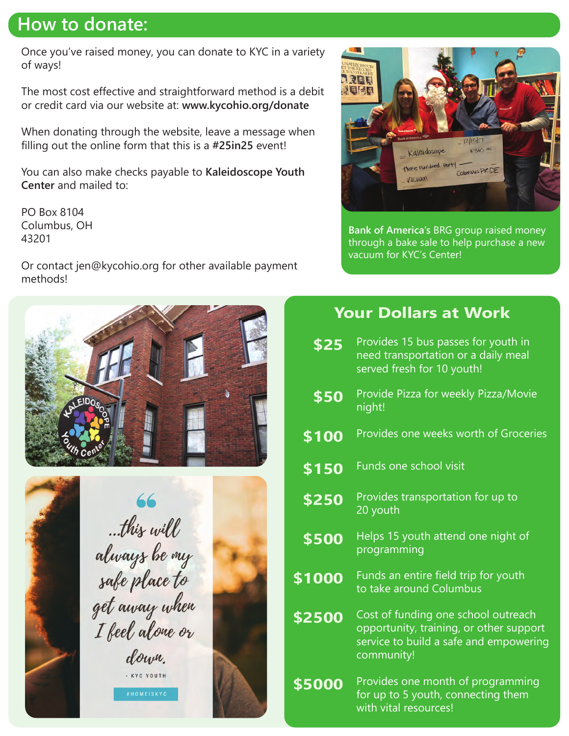## How to donate:

Once you've raised money, you can donate to KYC in a variety of ways!

The most cost effective and straightforward method is a debit or credit card via our website at: **www.kycohio.org/donate**

When donating through the website, leave a message when filling out the online form that this is a **#25in25** event!

You can also make checks payable to **Kaleidoscope Youth Center** and mailed to:

PO Box 8104
Columbus, OH
43201

Or contact jen@kycohio.org for other available payment methods!

**Bank of America's** BRG group raised money through a bake sale to help purchase a new vacuum for KYC's Center!

"...this will always be my safe place to get away when I feel alone or down."

- KYC YOUTH

#HOMEISKYC

## Your Dollars at Work

| | |
|---|---|
| **$25** | Provides 15 bus passes for youth in need transportation or a daily meal served fresh for 10 youth! |
| **$50** | Provide Pizza for weekly Pizza/Movie night! |
| **$100** | Provides one weeks worth of Groceries |
| **$150** | Funds one school visit |
| **$250** | Provides transportation for up to 20 youth |
| **$500** | Helps 15 youth attend one night of programming |
| **$1000** | Funds an entire field trip for youth to take around Columbus |
| **$2500** | Cost of funding one school outreach opportunity, training, or other support service to build a safe and empowering community! |
| **$5000** | Provides one month of programming for up to 5 youth, connecting them with vital resources! |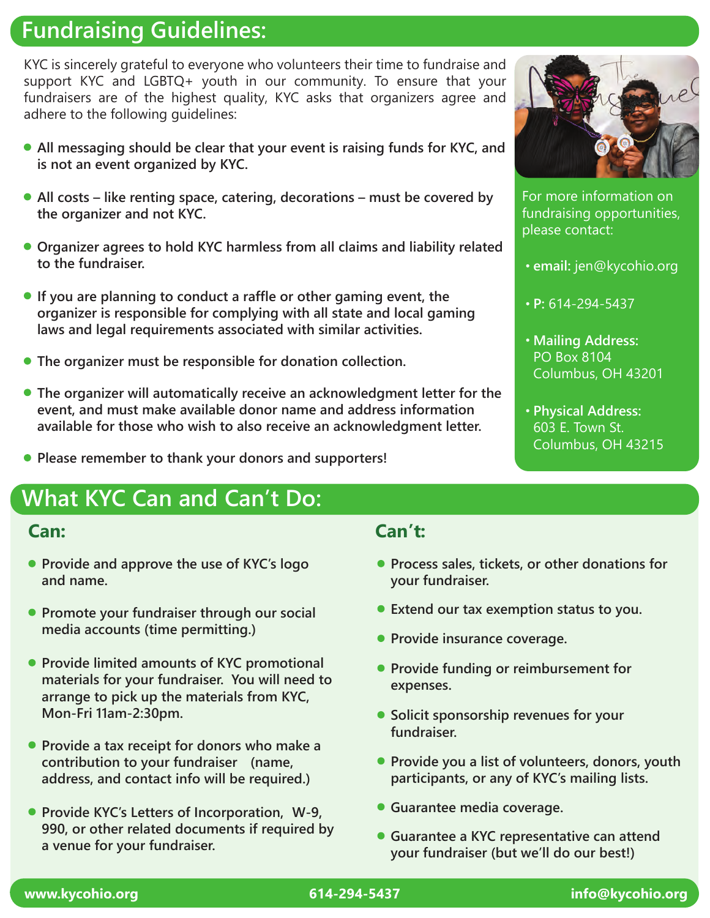## Fundraising Guidelines:

KYC is sincerely grateful to everyone who volunteers their time to fundraise and support KYC and LGBTQ+ youth in our community. To ensure that your fundraisers are of the highest quality, KYC asks that organizers agree and adhere to the following guidelines:

- **All messaging should be clear that your event is raising funds for KYC, and is not an event organized by KYC.**
- **All costs – like renting space, catering, decorations – must be covered by the organizer and not KYC.**
- **Organizer agrees to hold KYC harmless from all claims and liability related to the fundraiser.**
- **If you are planning to conduct a raffle or other gaming event, the organizer is responsible for complying with all state and local gaming laws and legal requirements associated with similar activities.**
- **The organizer must be responsible for donation collection.**
- **The organizer will automatically receive an acknowledgment letter for the event, and must make available donor name and address information available for those who wish to also receive an acknowledgment letter.**
- **Please remember to thank your donors and supporters!**

For more information on fundraising opportunities, please contact:

- **email:** jen@kycohio.org
- **P:** 614-294-5437
- **Mailing Address:** PO Box 8104 Columbus, OH 43201
- **Physical Address:** 603 E. Town St. Columbus, OH 43215

## What KYC Can and Can't Do:

### Can:

- **Provide and approve the use of KYC's logo and name.**
- **Promote your fundraiser through our social media accounts (time permitting.)**
- **Provide limited amounts of KYC promotional materials for your fundraiser. You will need to arrange to pick up the materials from KYC, Mon-Fri 11am-2:30pm.**
- **Provide a tax receipt for donors who make a contribution to your fundraiser (name, address, and contact info will be required.)**
- **Provide KYC's Letters of Incorporation, W-9, 990, or other related documents if required by a venue for your fundraiser.**

### Can't:

- **Process sales, tickets, or other donations for your fundraiser.**
- **Extend our tax exemption status to you.**
- **Provide insurance coverage.**
- **Provide funding or reimbursement for expenses.**
- **Solicit sponsorship revenues for your fundraiser.**
- **Provide you a list of volunteers, donors, youth participants, or any of KYC's mailing lists.**
- **Guarantee media coverage.**
- **Guarantee a KYC representative can attend your fundraiser (but we'll do our best!)**

**www.kycohio.org** **614-294-5437** **info@kycohio.org**